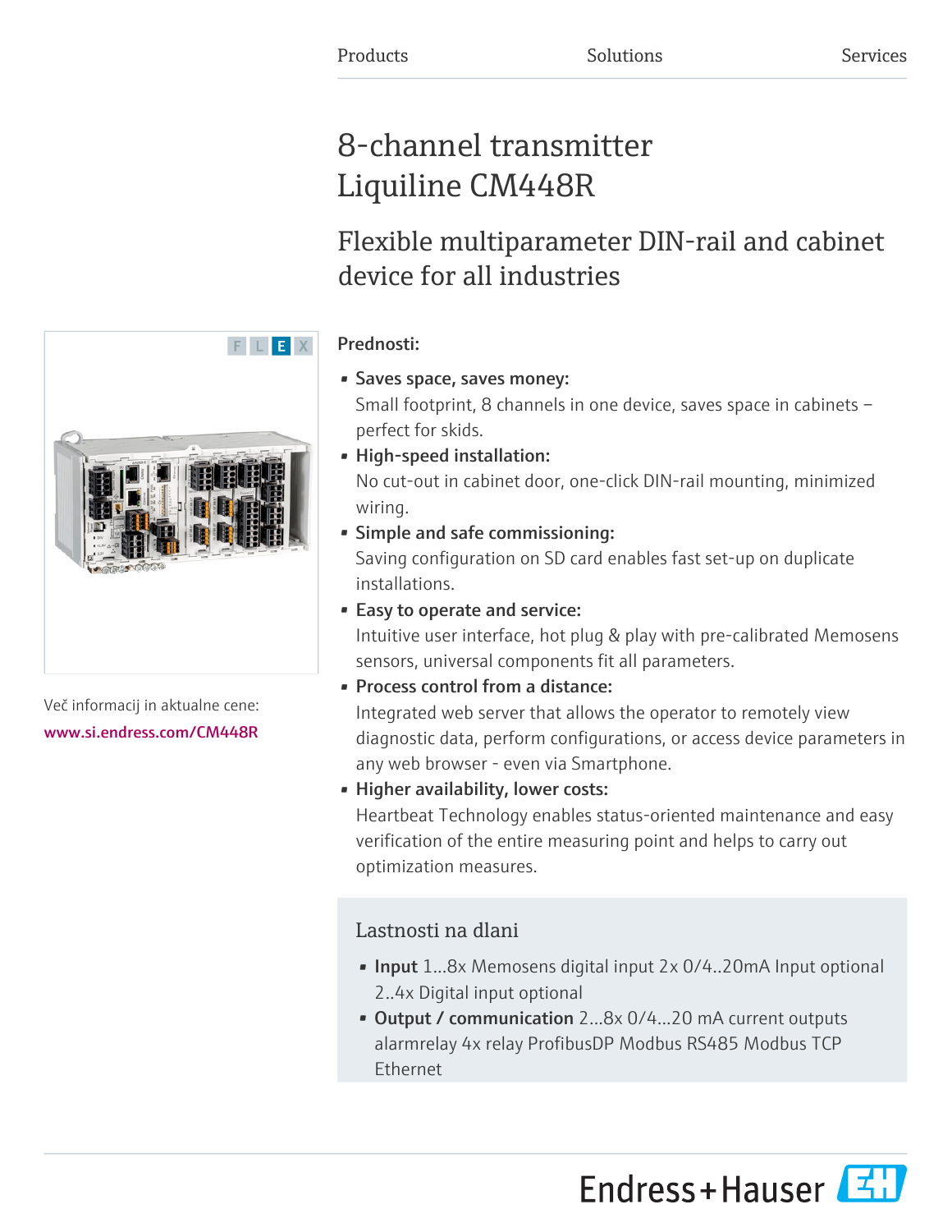Products Solutions Services

# 8-channel transmitter Liquiline CM448R

## Flexible multiparameter DIN-rail and cabinet device for all industries

Več informacij in aktualne cene:
www.si.endress.com/CM448R

### Prednosti:

- **Saves space, saves money:**
  Small footprint, 8 channels in one device, saves space in cabinets – perfect for skids.
- **High-speed installation:**
  No cut-out in cabinet door, one-click DIN-rail mounting, minimized wiring.
- **Simple and safe commissioning:**
  Saving configuration on SD card enables fast set-up on duplicate installations.
- **Easy to operate and service:**
  Intuitive user interface, hot plug & play with pre-calibrated Memosens sensors, universal components fit all parameters.
- **Process control from a distance:**
  Integrated web server that allows the operator to remotely view diagnostic data, perform configurations, or access device parameters in any web browser - even via Smartphone.
- **Higher availability, lower costs:**
  Heartbeat Technology enables status-oriented maintenance and easy verification of the entire measuring point and helps to carry out optimization measures.

### Lastnosti na dlani

- **Input** 1...8x Memosens digital input 2x 0/4..20mA Input optional 2..4x Digital input optional
- **Output / communication** 2...8x 0/4...20 mA current outputs alarmrelay 4x relay ProfibusDP Modbus RS485 Modbus TCP Ethernet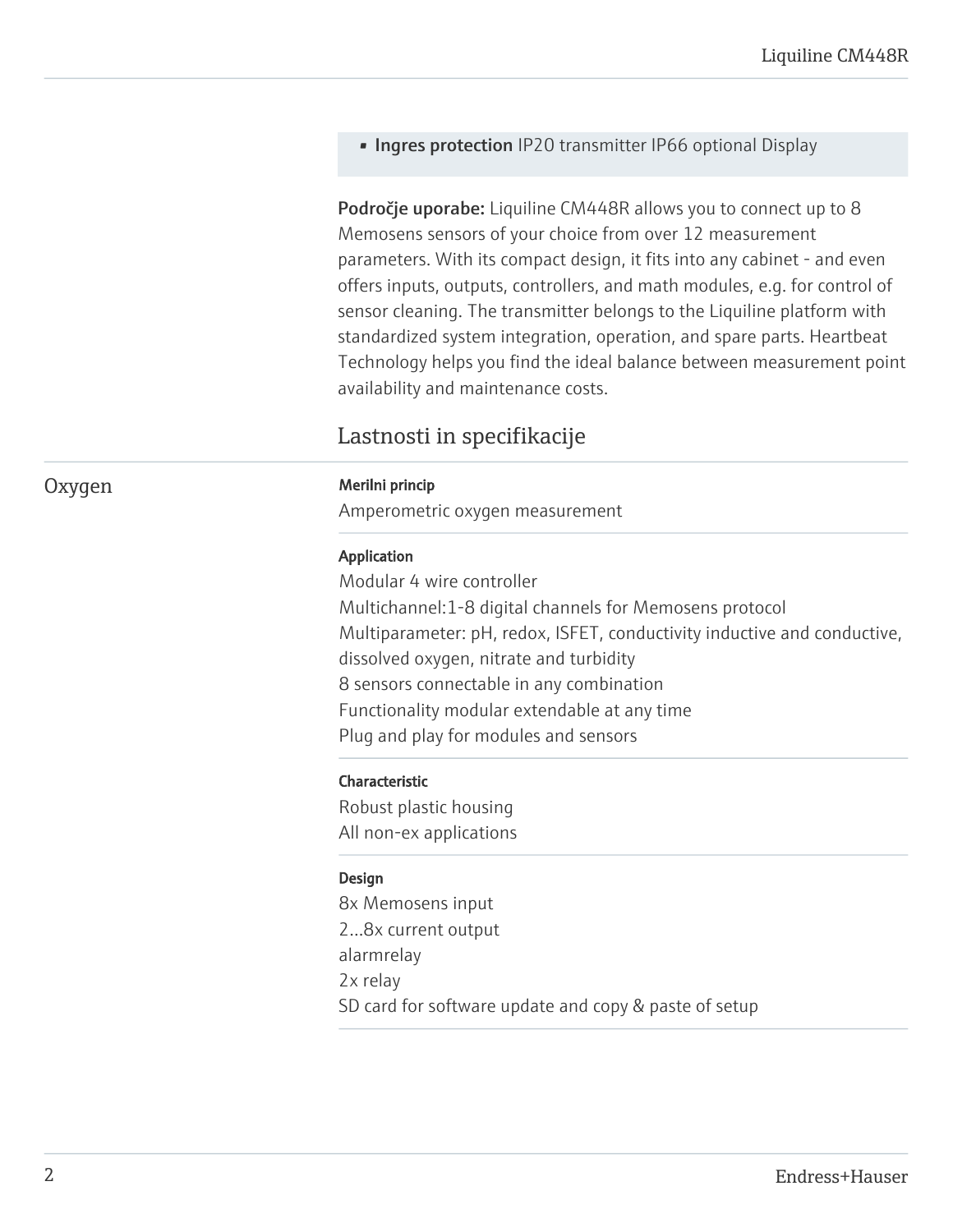- **Ingres protection** IP20 transmitter IP66 optional Display

**Področje uporabe:** Liquiline CM448R allows you to connect up to 8 Memosens sensors of your choice from over 12 measurement parameters. With its compact design, it fits into any cabinet - and even offers inputs, outputs, controllers, and math modules, e.g. for control of sensor cleaning. The transmitter belongs to the Liquiline platform with standardized system integration, operation, and spare parts. Heartbeat Technology helps you find the ideal balance between measurement point availability and maintenance costs.

## Lastnosti in specifikacije

### Oxygen

**Merilni princip**

Amperometric oxygen measurement

**Application**

Modular 4 wire controller
Multichannel:1-8 digital channels for Memosens protocol
Multiparameter: pH, redox, ISFET, conductivity inductive and conductive, dissolved oxygen, nitrate and turbidity
8 sensors connectable in any combination
Functionality modular extendable at any time
Plug and play for modules and sensors

**Characteristic**

Robust plastic housing
All non-ex applications

**Design**

8x Memosens input
2...8x current output
alarmrelay
2x relay
SD card for software update and copy & paste of setup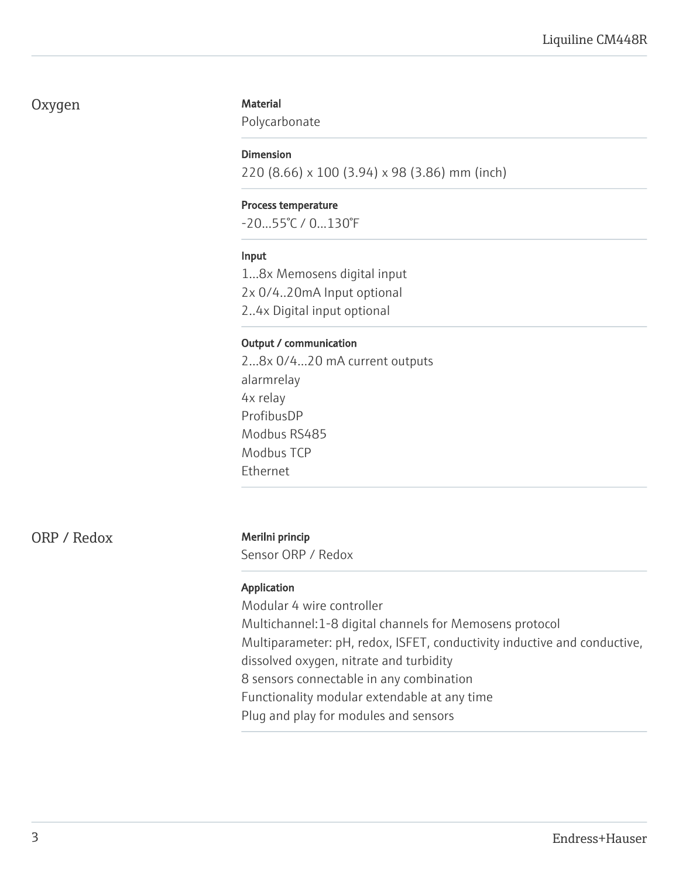## Oxygen

**Material**

Polycarbonate

**Dimension**

220 (8.66) x 100 (3.94) x 98 (3.86) mm (inch)

**Process temperature**

-20...55°C / 0...130°F

**Input**

1...8x Memosens digital input
2x 0/4..20mA Input optional
2..4x Digital input optional

**Output / communication**

2...8x 0/4...20 mA current outputs
alarmrelay
4x relay
ProfibusDP
Modbus RS485
Modbus TCP
Ethernet

## ORP / Redox

**Merilni princip**

Sensor ORP / Redox

**Application**

Modular 4 wire controller
Multichannel:1-8 digital channels for Memosens protocol
Multiparameter: pH, redox, ISFET, conductivity inductive and conductive, dissolved oxygen, nitrate and turbidity
8 sensors connectable in any combination
Functionality modular extendable at any time
Plug and play for modules and sensors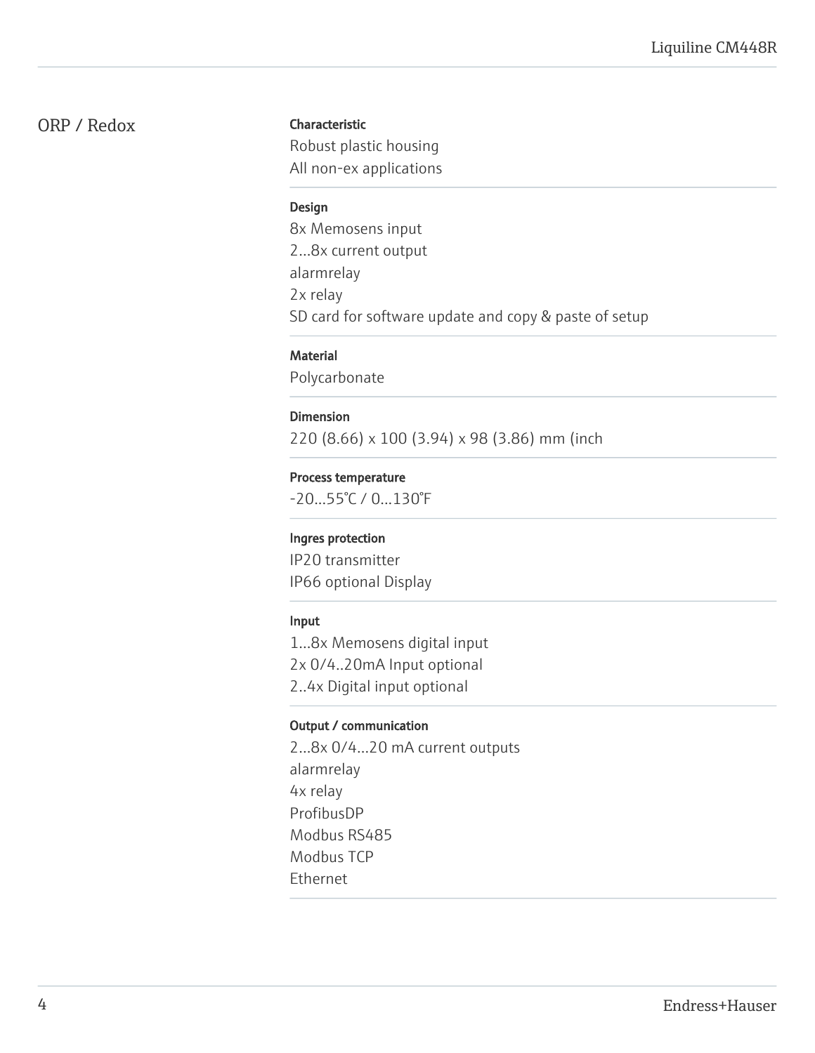## ORP / Redox

**Characteristic**

Robust plastic housing
All non-ex applications

**Design**

8x Memosens input
2...8x current output
alarmrelay
2x relay
SD card for software update and copy & paste of setup

**Material**

Polycarbonate

**Dimension**

220 (8.66) x 100 (3.94) x 98 (3.86) mm (inch

**Process temperature**

-20...55°C / 0...130°F

**Ingres protection**

IP20 transmitter
IP66 optional Display

**Input**

1...8x Memosens digital input
2x 0/4..20mA Input optional
2..4x Digital input optional

**Output / communication**

2...8x 0/4...20 mA current outputs
alarmrelay
4x relay
ProfibusDP
Modbus RS485
Modbus TCP
Ethernet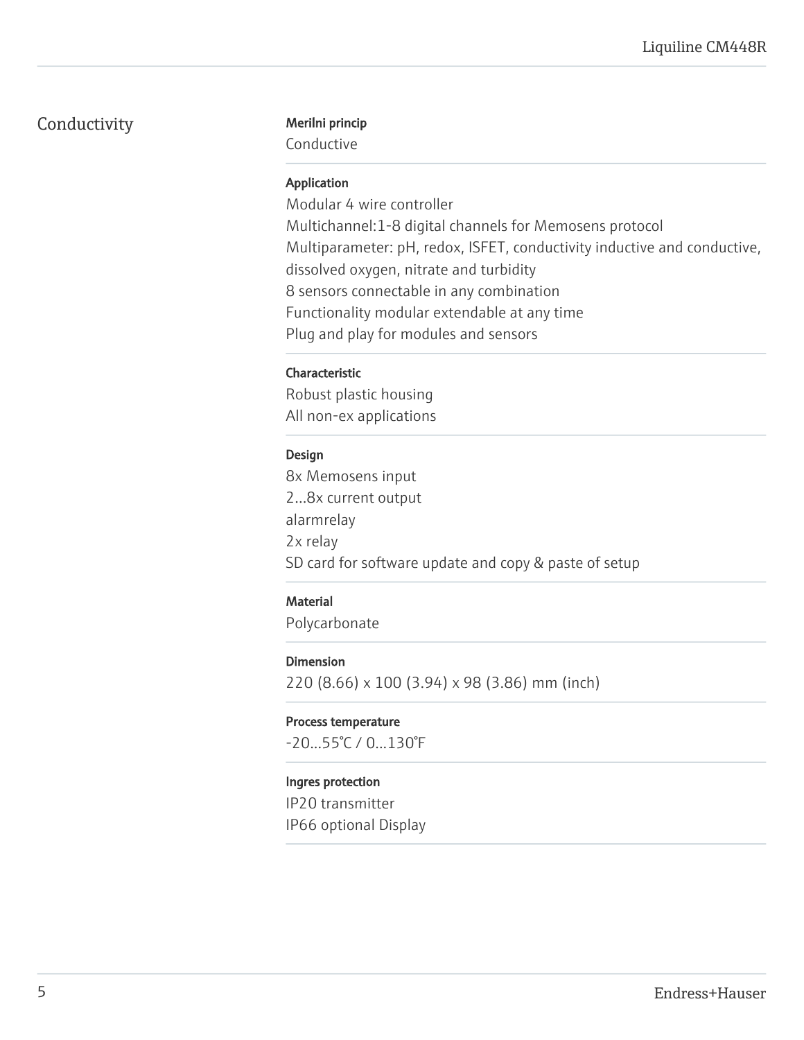## Conductivity

**Merilni princip**

Conductive

**Application**

Modular 4 wire controller
Multichannel:1-8 digital channels for Memosens protocol
Multiparameter: pH, redox, ISFET, conductivity inductive and conductive, dissolved oxygen, nitrate and turbidity
8 sensors connectable in any combination
Functionality modular extendable at any time
Plug and play for modules and sensors

**Characteristic**

Robust plastic housing
All non-ex applications

**Design**

8x Memosens input
2...8x current output
alarmrelay
2x relay
SD card for software update and copy & paste of setup

**Material**

Polycarbonate

**Dimension**

220 (8.66) x 100 (3.94) x 98 (3.86) mm (inch)

**Process temperature**

-20...55°C / 0...130°F

**Ingres protection**

IP20 transmitter
IP66 optional Display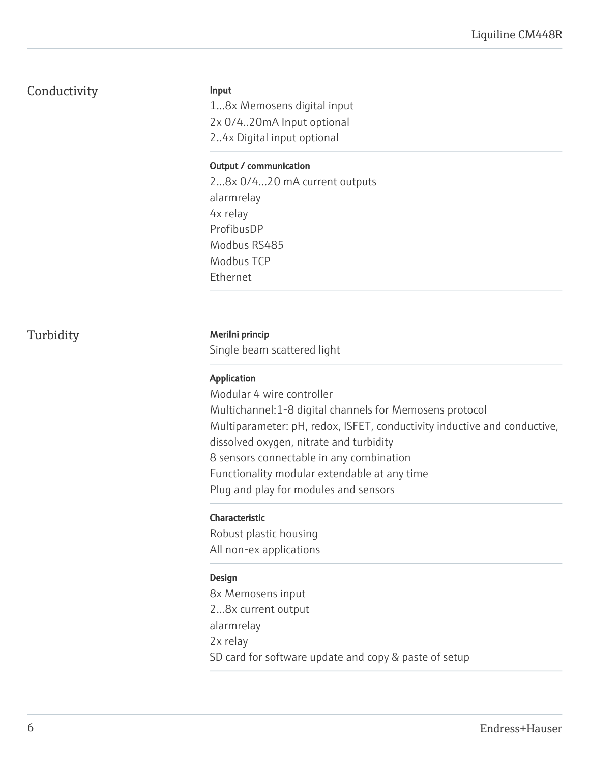## Conductivity

**Input**

1...8x Memosens digital input
2x 0/4..20mA Input optional
2..4x Digital input optional

**Output / communication**

2...8x 0/4...20 mA current outputs
alarmrelay
4x relay
ProfibusDP
Modbus RS485
Modbus TCP
Ethernet

## Turbidity

**Merilni princip**

Single beam scattered light

**Application**

Modular 4 wire controller
Multichannel:1-8 digital channels for Memosens protocol
Multiparameter: pH, redox, ISFET, conductivity inductive and conductive, dissolved oxygen, nitrate and turbidity
8 sensors connectable in any combination
Functionality modular extendable at any time
Plug and play for modules and sensors

**Characteristic**

Robust plastic housing
All non-ex applications

**Design**

8x Memosens input
2...8x current output
alarmrelay
2x relay
SD card for software update and copy & paste of setup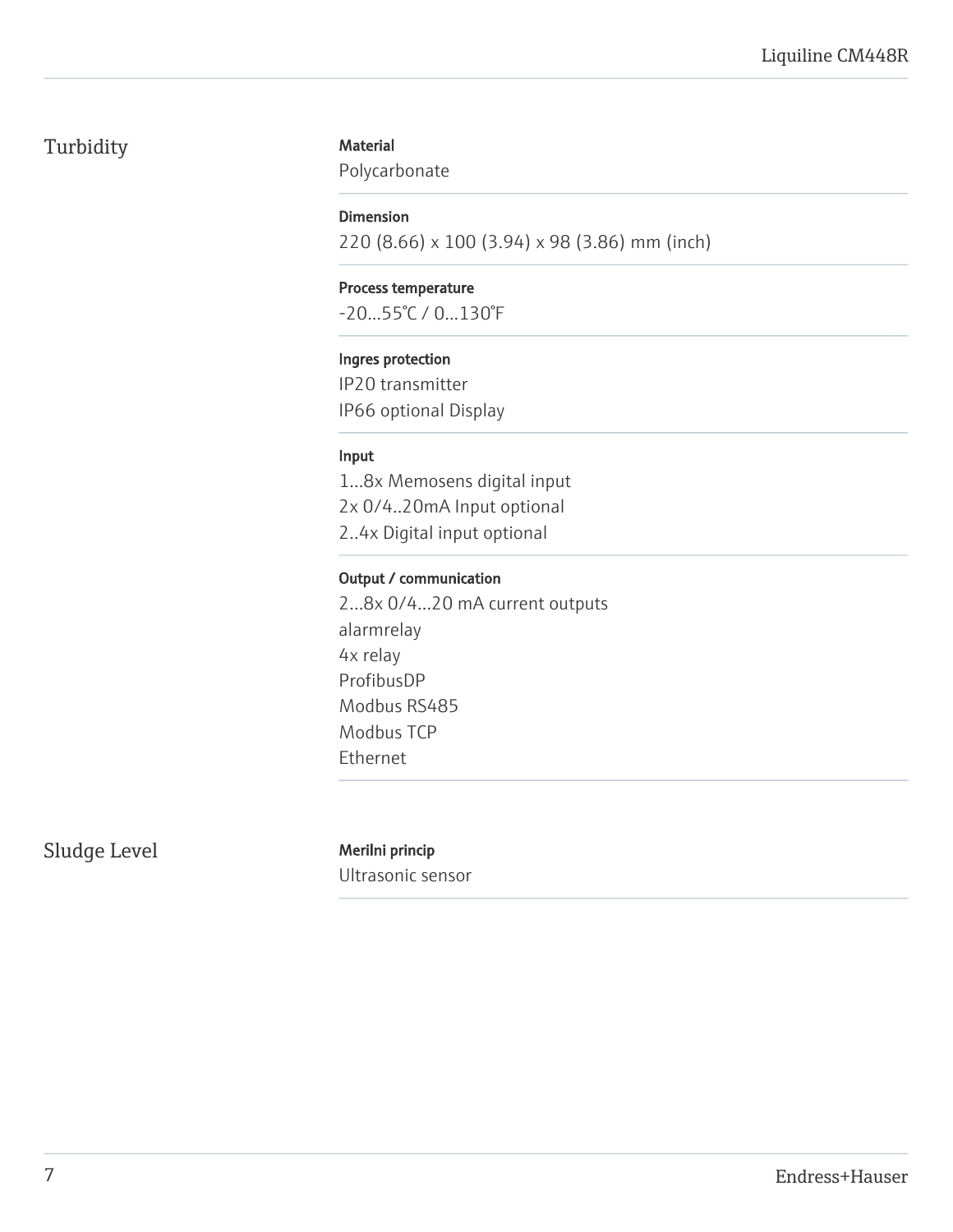## Turbidity

**Material**
Polycarbonate

**Dimension**
220 (8.66) x 100 (3.94) x 98 (3.86) mm (inch)

**Process temperature**
-20...55°C / 0...130°F

**Ingres protection**
IP20 transmitter
IP66 optional Display

**Input**
1...8x Memosens digital input
2x 0/4..20mA Input optional
2..4x Digital input optional

**Output / communication**
2...8x 0/4...20 mA current outputs
alarmrelay
4x relay
ProfibusDP
Modbus RS485
Modbus TCP
Ethernet

## Sludge Level

**Merilni princip**
Ultrasonic sensor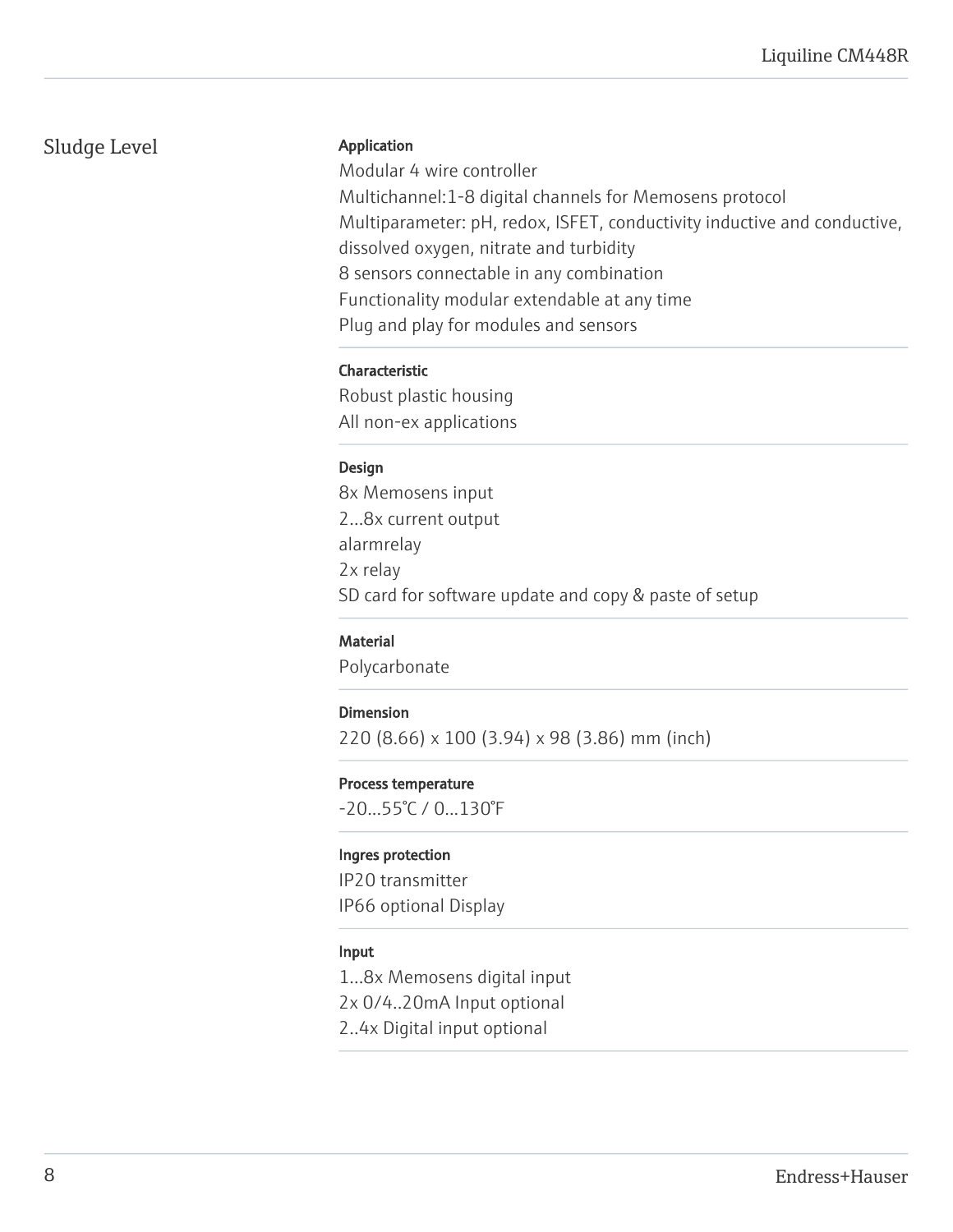## Sludge Level

**Application**

Modular 4 wire controller
Multichannel:1-8 digital channels for Memosens protocol
Multiparameter: pH, redox, ISFET, conductivity inductive and conductive, dissolved oxygen, nitrate and turbidity
8 sensors connectable in any combination
Functionality modular extendable at any time
Plug and play for modules and sensors

**Characteristic**

Robust plastic housing
All non-ex applications

**Design**

8x Memosens input
2...8x current output
alarmrelay
2x relay
SD card for software update and copy & paste of setup

**Material**

Polycarbonate

**Dimension**

220 (8.66) x 100 (3.94) x 98 (3.86) mm (inch)

**Process temperature**

-20...55°C / 0...130°F

**Ingres protection**

IP20 transmitter
IP66 optional Display

**Input**

1...8x Memosens digital input
2x 0/4..20mA Input optional
2..4x Digital input optional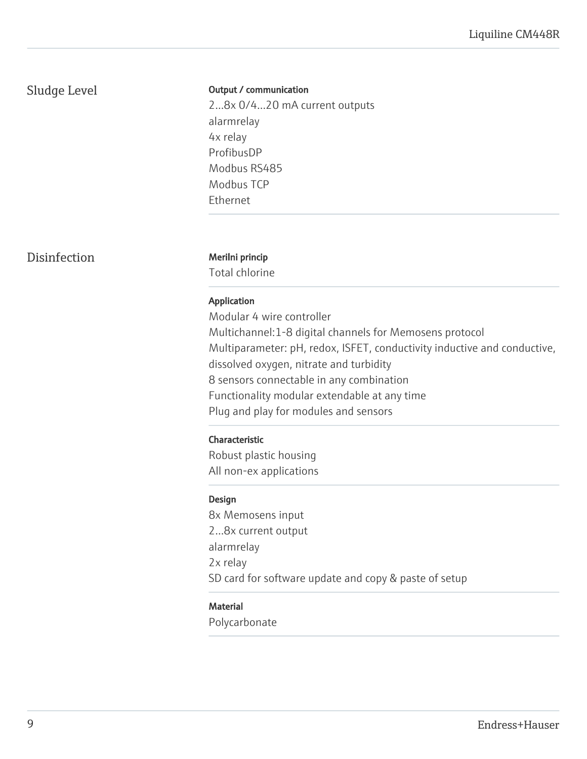## Sludge Level

**Output / communication**

2...8x 0/4...20 mA current outputs
alarmrelay
4x relay
ProfibusDP
Modbus RS485
Modbus TCP
Ethernet

## Disinfection

**Merilni princip**

Total chlorine

**Application**

Modular 4 wire controller
Multichannel:1-8 digital channels for Memosens protocol
Multiparameter: pH, redox, ISFET, conductivity inductive and conductive, dissolved oxygen, nitrate and turbidity
8 sensors connectable in any combination
Functionality modular extendable at any time
Plug and play for modules and sensors

**Characteristic**

Robust plastic housing
All non-ex applications

**Design**

8x Memosens input
2...8x current output
alarmrelay
2x relay
SD card for software update and copy & paste of setup

**Material**

Polycarbonate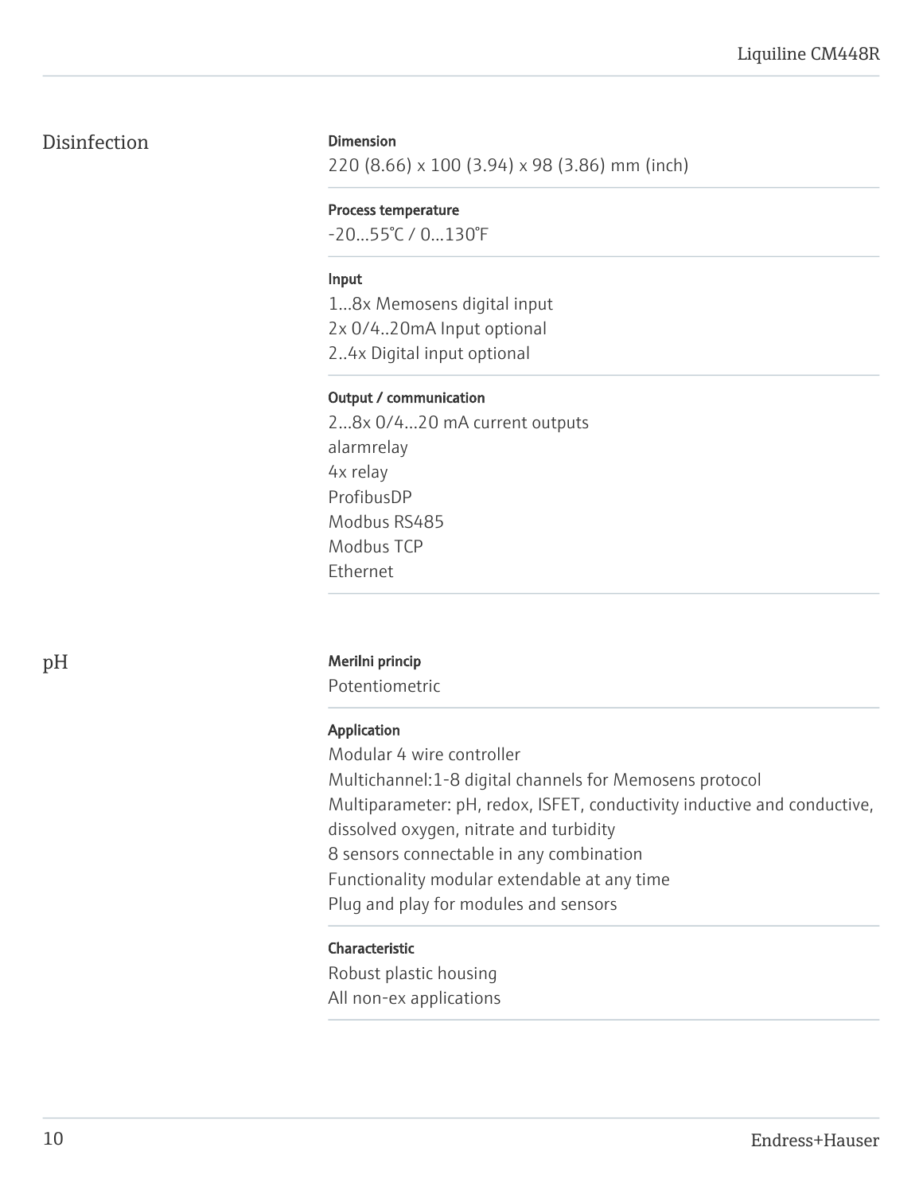## Disinfection

**Dimension**

220 (8.66) x 100 (3.94) x 98 (3.86) mm (inch)

**Process temperature**

-20...55°C / 0...130°F

**Input**

1...8x Memosens digital input
2x 0/4..20mA Input optional
2..4x Digital input optional

**Output / communication**

2...8x 0/4...20 mA current outputs
alarmrelay
4x relay
ProfibusDP
Modbus RS485
Modbus TCP
Ethernet

## pH

**Merilni princip**

Potentiometric

**Application**

Modular 4 wire controller
Multichannel:1-8 digital channels for Memosens protocol
Multiparameter: pH, redox, ISFET, conductivity inductive and conductive, dissolved oxygen, nitrate and turbidity
8 sensors connectable in any combination
Functionality modular extendable at any time
Plug and play for modules and sensors

**Characteristic**

Robust plastic housing
All non-ex applications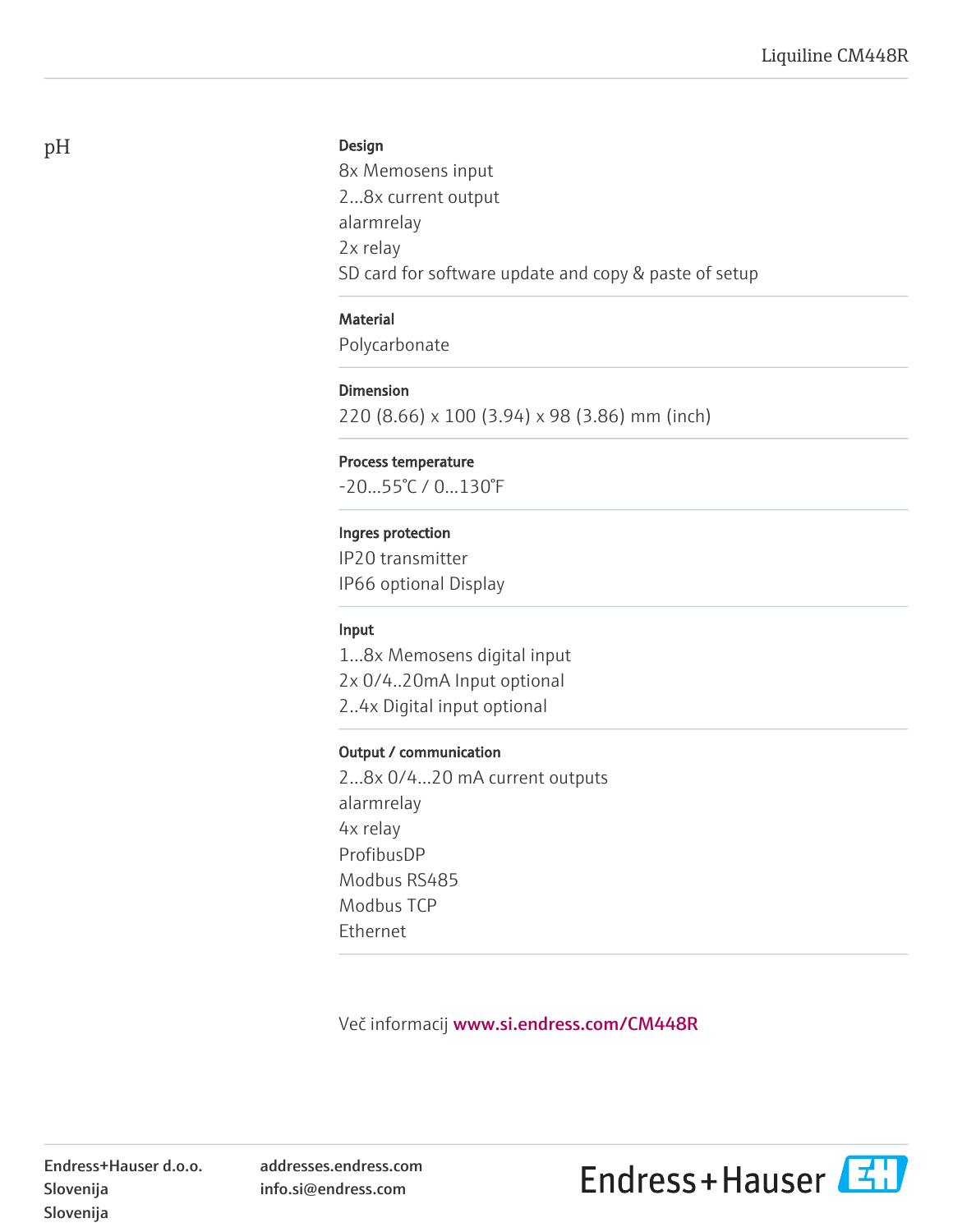## pH

**Design**

8x Memosens input
2...8x current output
alarmrelay
2x relay
SD card for software update and copy & paste of setup

**Material**

Polycarbonate

**Dimension**

220 (8.66) x 100 (3.94) x 98 (3.86) mm (inch)

**Process temperature**

-20...55°C / 0...130°F

**Ingres protection**

IP20 transmitter
IP66 optional Display

**Input**

1...8x Memosens digital input
2x 0/4..20mA Input optional
2..4x Digital input optional

**Output / communication**

2...8x 0/4...20 mA current outputs
alarmrelay
4x relay
ProfibusDP
Modbus RS485
Modbus TCP
Ethernet

Več informacij **www.si.endress.com/CM448R**

Endress+Hauser d.o.o.
Slovenija
Slovenija

addresses.endress.com
info.si@endress.com